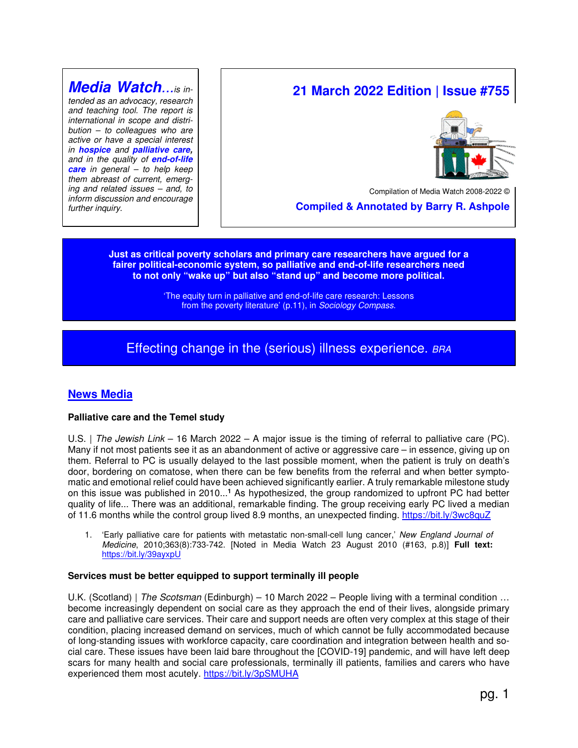***Media Watch...*** *is intended as an advocacy, research and teaching tool. The report is international in scope and distribution – to colleagues who are active or have a special interest in* ***hospice*** *and* ***palliative care****, and in the quality of* ***end-of-life care*** *in general – to help keep them abreast of current, emerging and related issues – and, to inform discussion and encourage further inquiry.*

# 21 March 2022 Edition | Issue #755

Compilation of Media Watch 2008-2022 ©

**Compiled & Annotated by Barry R. Ashpole**

**Just as critical poverty scholars and primary care researchers have argued for a fairer political-economic system, so palliative and end-of-life researchers need to not only "wake up" but also "stand up" and become more political.**

'The equity turn in palliative and end-of-life care research: Lessons from the poverty literature' (p.11), in *Sociology Compass*.

Effecting change in the (serious) illness experience. *BRA*

## News Media

### Palliative care and the Temel study

U.S. | *The Jewish Link* – 16 March 2022 – A major issue is the timing of referral to palliative care (PC). Many if not most patients see it as an abandonment of active or aggressive care – in essence, giving up on them. Referral to PC is usually delayed to the last possible moment, when the patient is truly on death's door, bordering on comatose, when there can be few benefits from the referral and when better symptomatic and emotional relief could have been achieved significantly earlier. A truly remarkable milestone study on this issue was published in 2010...[1] As hypothesized, the group randomized to upfront PC had better quality of life... There was an additional, remarkable finding. The group receiving early PC lived a median of 11.6 months while the control group lived 8.9 months, an unexpected finding. https://bit.ly/3wc8quZ

1. 'Early palliative care for patients with metastatic non-small-cell lung cancer,' *New England Journal of Medicine*, 2010;363(8):733-742. [Noted in Media Watch 23 August 2010 (#163, p.8)] **Full text:** https://bit.ly/39ayxpU

### Services must be better equipped to support terminally ill people

U.K. (Scotland) | *The Scotsman* (Edinburgh) – 10 March 2022 – People living with a terminal condition … become increasingly dependent on social care as they approach the end of their lives, alongside primary care and palliative care services. Their care and support needs are often very complex at this stage of their condition, placing increased demand on services, much of which cannot be fully accommodated because of long-standing issues with workforce capacity, care coordination and integration between health and social care. These issues have been laid bare throughout the [COVID-19] pandemic, and will have left deep scars for many health and social care professionals, terminally ill patients, families and carers who have experienced them most acutely. https://bit.ly/3pSMUHA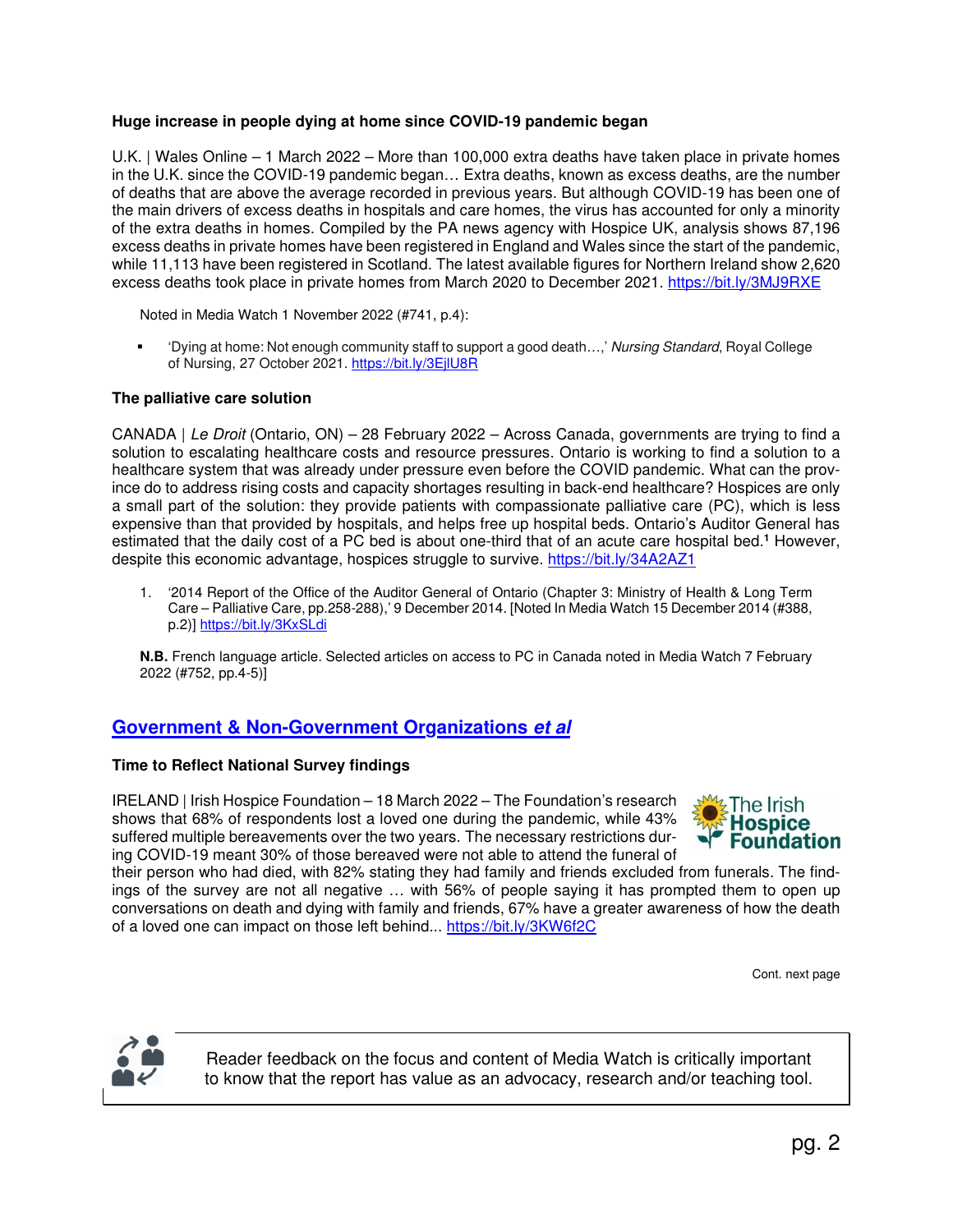**Huge increase in people dying at home since COVID-19 pandemic began**

U.K. | Wales Online – 1 March 2022 – More than 100,000 extra deaths have taken place in private homes in the U.K. since the COVID-19 pandemic began… Extra deaths, known as excess deaths, are the number of deaths that are above the average recorded in previous years. But although COVID-19 has been one of the main drivers of excess deaths in hospitals and care homes, the virus has accounted for only a minority of the extra deaths in homes. Compiled by the PA news agency with Hospice UK, analysis shows 87,196 excess deaths in private homes have been registered in England and Wales since the start of the pandemic, while 11,113 have been registered in Scotland. The latest available figures for Northern Ireland show 2,620 excess deaths took place in private homes from March 2020 to December 2021. https://bit.ly/3MJ9RXE

Noted in Media Watch 1 November 2022 (#741, p.4):

- 'Dying at home: Not enough community staff to support a good death…,' *Nursing Standard*, Royal College of Nursing, 27 October 2021. https://bit.ly/3EjlU8R

**The palliative care solution**

CANADA | *Le Droit* (Ontario, ON) – 28 February 2022 – Across Canada, governments are trying to find a solution to escalating healthcare costs and resource pressures. Ontario is working to find a solution to a healthcare system that was already under pressure even before the COVID pandemic. What can the province do to address rising costs and capacity shortages resulting in back-end healthcare? Hospices are only a small part of the solution: they provide patients with compassionate palliative care (PC), which is less expensive than that provided by hospitals, and helps free up hospital beds. Ontario's Auditor General has estimated that the daily cost of a PC bed is about one-third that of an acute care hospital bed.[1] However, despite this economic advantage, hospices struggle to survive. https://bit.ly/34A2AZ1

1. '2014 Report of the Office of the Auditor General of Ontario (Chapter 3: Ministry of Health & Long Term Care – Palliative Care, pp.258-288),' 9 December 2014. [Noted In Media Watch 15 December 2014 (#388, p.2)] https://bit.ly/3KxSLdi

**N.B.** French language article. Selected articles on access to PC in Canada noted in Media Watch 7 February 2022 (#752, pp.4-5)]

## Government & Non-Government Organizations *et al*

**Time to Reflect National Survey findings**

IRELAND | Irish Hospice Foundation – 18 March 2022 – The Foundation's research shows that 68% of respondents lost a loved one during the pandemic, while 43% suffered multiple bereavements over the two years. The necessary restrictions during COVID-19 meant 30% of those bereaved were not able to attend the funeral of their person who had died, with 82% stating they had family and friends excluded from funerals. The findings of the survey are not all negative … with 56% of people saying it has prompted them to open up conversations on death and dying with family and friends, 67% have a greater awareness of how the death of a loved one can impact on those left behind... https://bit.ly/3KW6f2C

Cont. next page

Reader feedback on the focus and content of Media Watch is critically important to know that the report has value as an advocacy, research and/or teaching tool.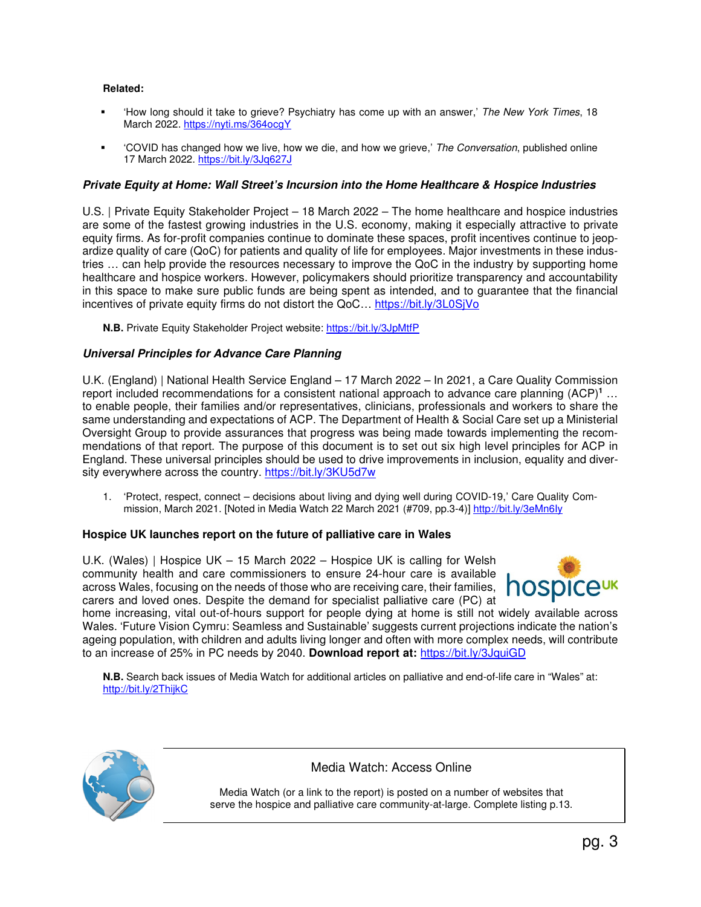**Related:**

- 'How long should it take to grieve? Psychiatry has come up with an answer,' *The New York Times*, 18 March 2022. https://nyti.ms/364ocgY

- 'COVID has changed how we live, how we die, and how we grieve,' *The Conversation*, published online 17 March 2022. https://bit.ly/3Jq627J

### *Private Equity at Home: Wall Street's Incursion into the Home Healthcare & Hospice Industries*

U.S. | Private Equity Stakeholder Project – 18 March 2022 – The home healthcare and hospice industries are some of the fastest growing industries in the U.S. economy, making it especially attractive to private equity firms. As for-profit companies continue to dominate these spaces, profit incentives continue to jeopardize quality of care (QoC) for patients and quality of life for employees. Major investments in these industries … can help provide the resources necessary to improve the QoC in the industry by supporting home healthcare and hospice workers. However, policymakers should prioritize transparency and accountability in this space to make sure public funds are being spent as intended, and to guarantee that the financial incentives of private equity firms do not distort the QoC… https://bit.ly/3L0SjVo

**N.B.** Private Equity Stakeholder Project website: https://bit.ly/3JpMtfP

### *Universal Principles for Advance Care Planning*

U.K. (England) | National Health Service England – 17 March 2022 – In 2021, a Care Quality Commission report included recommendations for a consistent national approach to advance care planning (ACP)[1] … to enable people, their families and/or representatives, clinicians, professionals and workers to share the same understanding and expectations of ACP. The Department of Health & Social Care set up a Ministerial Oversight Group to provide assurances that progress was being made towards implementing the recommendations of that report. The purpose of this document is to set out six high level principles for ACP in England. These universal principles should be used to drive improvements in inclusion, equality and diversity everywhere across the country. https://bit.ly/3KU5d7w

1. 'Protect, respect, connect – decisions about living and dying well during COVID-19,' Care Quality Commission, March 2021. [Noted in Media Watch 22 March 2021 (#709, pp.3-4)] http://bit.ly/3eMn6ly

### Hospice UK launches report on the future of palliative care in Wales

U.K. (Wales) | Hospice UK – 15 March 2022 – Hospice UK is calling for Welsh community health and care commissioners to ensure 24-hour care is available across Wales, focusing on the needs of those who are receiving care, their families, carers and loved ones. Despite the demand for specialist palliative care (PC) at home increasing, vital out-of-hours support for people dying at home is still not widely available across Wales. 'Future Vision Cymru: Seamless and Sustainable' suggests current projections indicate the nation's ageing population, with children and adults living longer and often with more complex needs, will contribute to an increase of 25% in PC needs by 2040. **Download report at:** https://bit.ly/3JquiGD

**N.B.** Search back issues of Media Watch for additional articles on palliative and end-of-life care in "Wales" at: http://bit.ly/2ThijkC

Media Watch: Access Online

Media Watch (or a link to the report) is posted on a number of websites that serve the hospice and palliative care community-at-large. Complete listing p.13.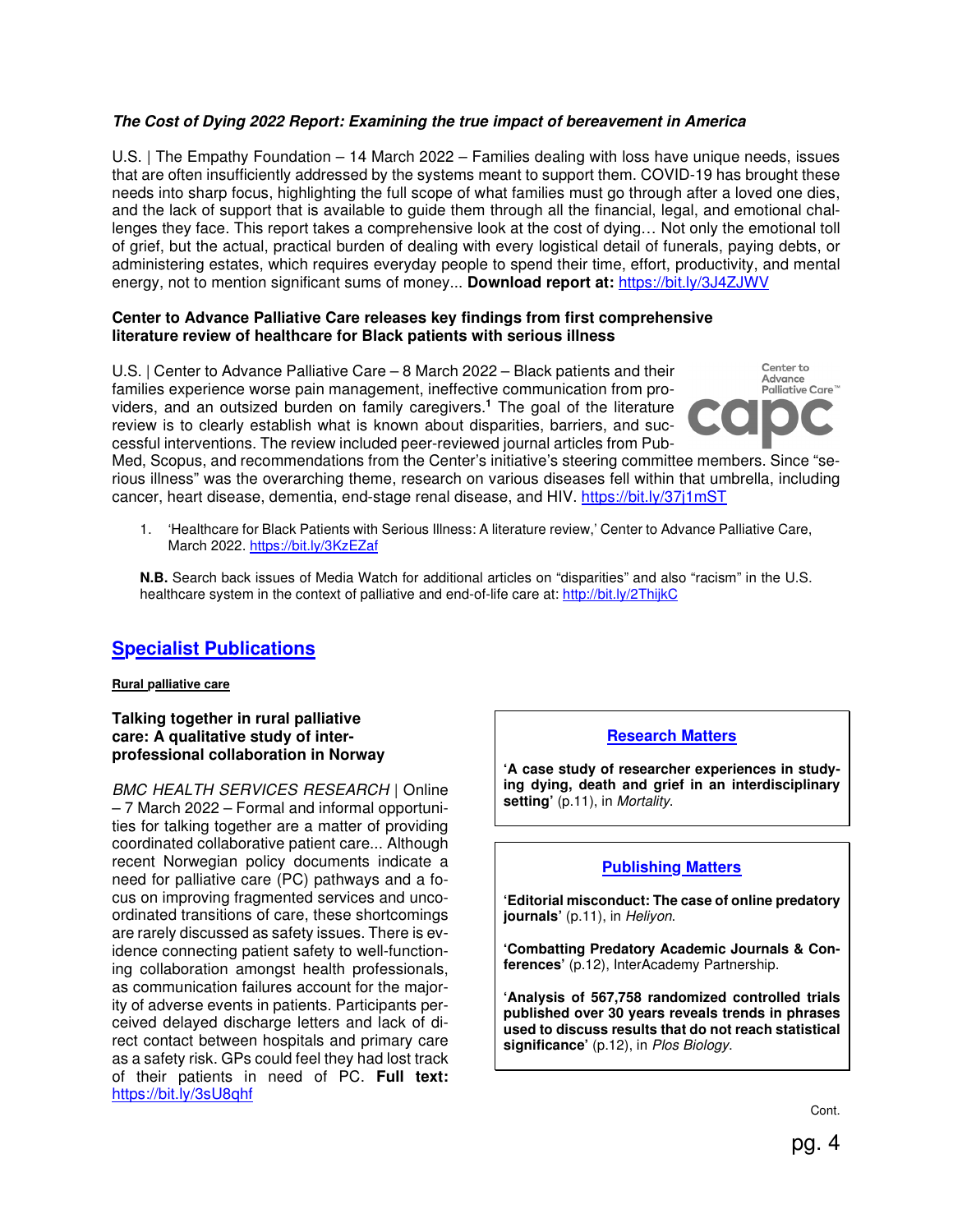***The Cost of Dying 2022 Report: Examining the true impact of bereavement in America***

U.S. | The Empathy Foundation – 14 March 2022 – Families dealing with loss have unique needs, issues that are often insufficiently addressed by the systems meant to support them. COVID-19 has brought these needs into sharp focus, highlighting the full scope of what families must go through after a loved one dies, and the lack of support that is available to guide them through all the financial, legal, and emotional challenges they face. This report takes a comprehensive look at the cost of dying… Not only the emotional toll of grief, but the actual, practical burden of dealing with every logistical detail of funerals, paying debts, or administering estates, which requires everyday people to spend their time, effort, productivity, and mental energy, not to mention significant sums of money... **Download report at:** https://bit.ly/3J4ZJWV

**Center to Advance Palliative Care releases key findings from first comprehensive literature review of healthcare for Black patients with serious illness**

U.S. | Center to Advance Palliative Care – 8 March 2022 – Black patients and their families experience worse pain management, ineffective communication from providers, and an outsized burden on family caregivers.[1] The goal of the literature review is to clearly establish what is known about disparities, barriers, and successful interventions. The review included peer-reviewed journal articles from PubMed, Scopus, and recommendations from the Center's initiative's steering committee members. Since "serious illness" was the overarching theme, research on various diseases fell within that umbrella, including cancer, heart disease, dementia, end-stage renal disease, and HIV. https://bit.ly/37j1mST

1. 'Healthcare for Black Patients with Serious Illness: A literature review,' Center to Advance Palliative Care, March 2022. https://bit.ly/3KzEZaf

**N.B.** Search back issues of Media Watch for additional articles on "disparities" and also "racism" in the U.S. healthcare system in the context of palliative and end-of-life care at: http://bit.ly/2ThijkC

## Specialist Publications

**Rural palliative care**

**Talking together in rural palliative care: A qualitative study of interprofessional collaboration in Norway**

*BMC HEALTH SERVICES RESEARCH* | Online – 7 March 2022 – Formal and informal opportunities for talking together are a matter of providing coordinated collaborative patient care... Although recent Norwegian policy documents indicate a need for palliative care (PC) pathways and a focus on improving fragmented services and uncoordinated transitions of care, these shortcomings are rarely discussed as safety issues. There is evidence connecting patient safety to well-functioning collaboration amongst health professionals, as communication failures account for the majority of adverse events in patients. Participants perceived delayed discharge letters and lack of direct contact between hospitals and primary care as a safety risk. GPs could feel they had lost track of their patients in need of PC. **Full text:** https://bit.ly/3sU8qhf

**Research Matters**

**'A case study of researcher experiences in studying dying, death and grief in an interdisciplinary setting'** (p.11), in *Mortality*.

**Publishing Matters**

**'Editorial misconduct: The case of online predatory journals'** (p.11), in *Heliyon*.

**'Combatting Predatory Academic Journals & Conferences'** (p.12), InterAcademy Partnership.

**'Analysis of 567,758 randomized controlled trials published over 30 years reveals trends in phrases used to discuss results that do not reach statistical significance'** (p.12), in *Plos Biology*.

Cont.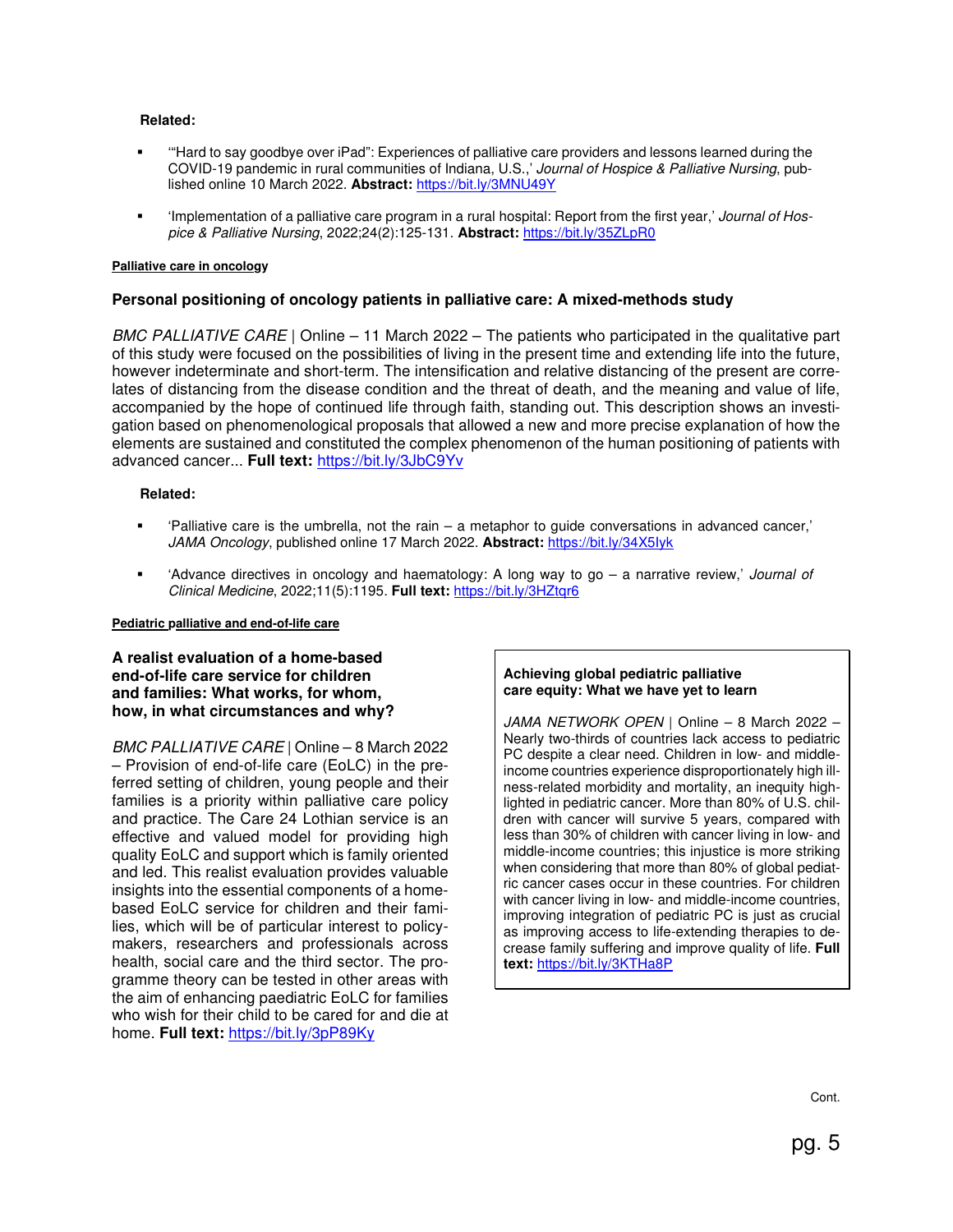**Related:**

- '"Hard to say goodbye over iPad": Experiences of palliative care providers and lessons learned during the COVID-19 pandemic in rural communities of Indiana, U.S.,' *Journal of Hospice & Palliative Nursing*, published online 10 March 2022. **Abstract:** https://bit.ly/3MNU49Y

- 'Implementation of a palliative care program in a rural hospital: Report from the first year,' *Journal of Hospice & Palliative Nursing*, 2022;24(2):125-131. **Abstract:** https://bit.ly/35ZLpR0

Palliative care in oncology

### Personal positioning of oncology patients in palliative care: A mixed-methods study

*BMC PALLIATIVE CARE* | Online – 11 March 2022 – The patients who participated in the qualitative part of this study were focused on the possibilities of living in the present time and extending life into the future, however indeterminate and short-term. The intensification and relative distancing of the present are correlates of distancing from the disease condition and the threat of death, and the meaning and value of life, accompanied by the hope of continued life through faith, standing out. This description shows an investigation based on phenomenological proposals that allowed a new and more precise explanation of how the elements are sustained and constituted the complex phenomenon of the human positioning of patients with advanced cancer... **Full text:** https://bit.ly/3JbC9Yv

**Related:**

- 'Palliative care is the umbrella, not the rain – a metaphor to guide conversations in advanced cancer,' *JAMA Oncology*, published online 17 March 2022. **Abstract:** https://bit.ly/34X5Iyk

- 'Advance directives in oncology and haematology: A long way to go – a narrative review,' *Journal of Clinical Medicine*, 2022;11(5):1195. **Full text:** https://bit.ly/3HZtqr6

Pediatric palliative and end-of-life care

### A realist evaluation of a home-based end-of-life care service for children and families: What works, for whom, how, in what circumstances and why?

*BMC PALLIATIVE CARE* | Online – 8 March 2022 – Provision of end-of-life care (EoLC) in the preferred setting of children, young people and their families is a priority within palliative care policy and practice. The Care 24 Lothian service is an effective and valued model for providing high quality EoLC and support which is family oriented and led. This realist evaluation provides valuable insights into the essential components of a home-based EoLC service for children and their families, which will be of particular interest to policy-makers, researchers and professionals across health, social care and the third sector. The programme theory can be tested in other areas with the aim of enhancing paediatric EoLC for families who wish for their child to be cared for and die at home. **Full text:** https://bit.ly/3pP89Ky

### Achieving global pediatric palliative care equity: What we have yet to learn

*JAMA NETWORK OPEN* | Online – 8 March 2022 – Nearly two-thirds of countries lack access to pediatric PC despite a clear need. Children in low- and middle-income countries experience disproportionately high illness-related morbidity and mortality, an inequity highlighted in pediatric cancer. More than 80% of U.S. children with cancer will survive 5 years, compared with less than 30% of children with cancer living in low- and middle-income countries; this injustice is more striking when considering that more than 80% of global pediatric cancer cases occur in these countries. For children with cancer living in low- and middle-income countries, improving integration of pediatric PC is just as crucial as improving access to life-extending therapies to decrease family suffering and improve quality of life. **Full text:** https://bit.ly/3KTHa8P

Cont.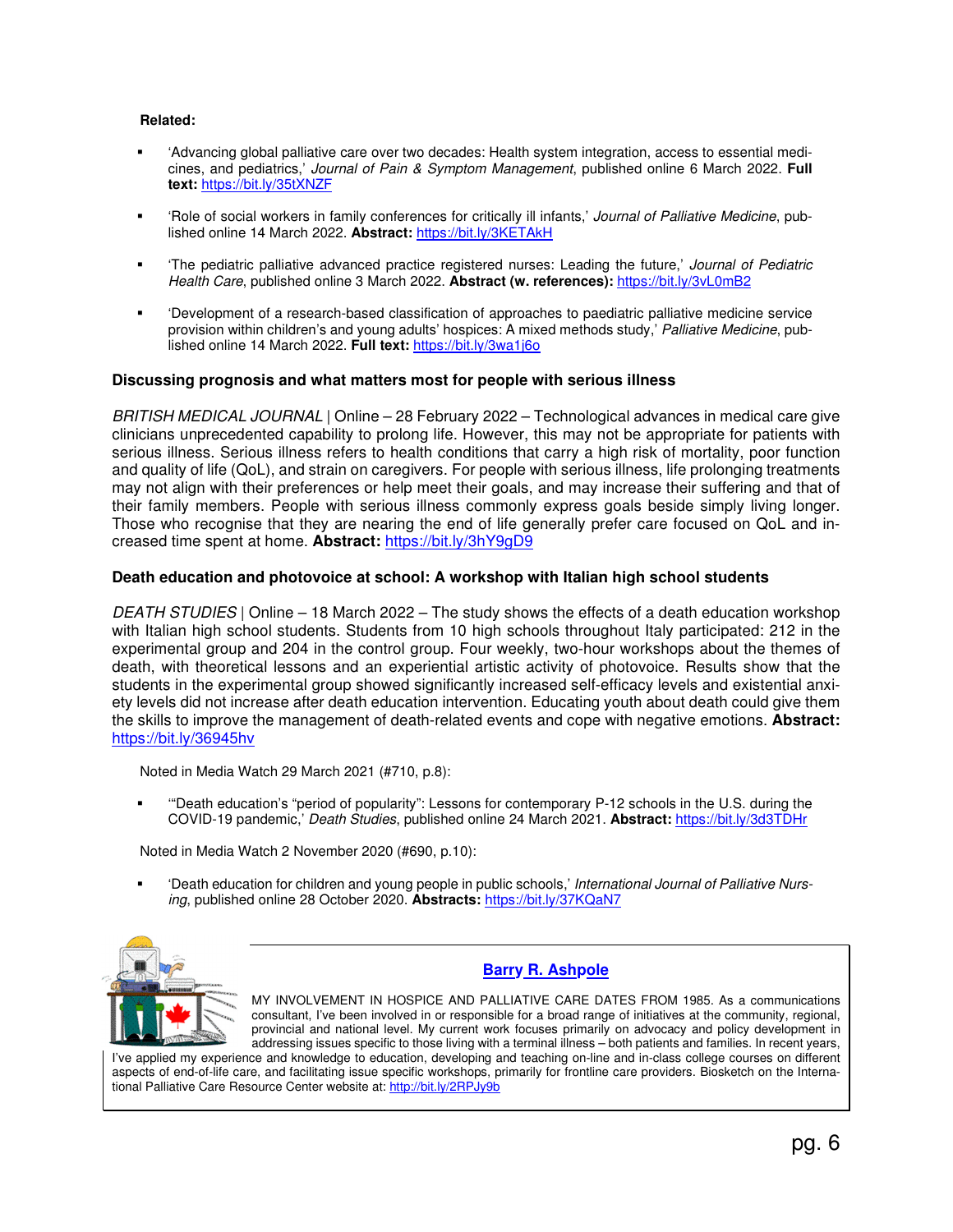**Related:**

- 'Advancing global palliative care over two decades: Health system integration, access to essential medicines, and pediatrics,' *Journal of Pain & Symptom Management*, published online 6 March 2022. **Full text:** https://bit.ly/35tXNZF

- 'Role of social workers in family conferences for critically ill infants,' *Journal of Palliative Medicine*, published online 14 March 2022. **Abstract:** https://bit.ly/3KETAkH

- 'The pediatric palliative advanced practice registered nurses: Leading the future,' *Journal of Pediatric Health Care*, published online 3 March 2022. **Abstract (w. references):** https://bit.ly/3vL0mB2

- 'Development of a research-based classification of approaches to paediatric palliative medicine service provision within children's and young adults' hospices: A mixed methods study,' *Palliative Medicine*, published online 14 March 2022. **Full text:** https://bit.ly/3wa1j6o

**Discussing prognosis and what matters most for people with serious illness**

*BRITISH MEDICAL JOURNAL* | Online – 28 February 2022 – Technological advances in medical care give clinicians unprecedented capability to prolong life. However, this may not be appropriate for patients with serious illness. Serious illness refers to health conditions that carry a high risk of mortality, poor function and quality of life (QoL), and strain on caregivers. For people with serious illness, life prolonging treatments may not align with their preferences or help meet their goals, and may increase their suffering and that of their family members. People with serious illness commonly express goals beside simply living longer. Those who recognise that they are nearing the end of life generally prefer care focused on QoL and increased time spent at home. **Abstract:** https://bit.ly/3hY9gD9

**Death education and photovoice at school: A workshop with Italian high school students**

*DEATH STUDIES* | Online – 18 March 2022 – The study shows the effects of a death education workshop with Italian high school students. Students from 10 high schools throughout Italy participated: 212 in the experimental group and 204 in the control group. Four weekly, two-hour workshops about the themes of death, with theoretical lessons and an experiential artistic activity of photovoice. Results show that the students in the experimental group showed significantly increased self-efficacy levels and existential anxiety levels did not increase after death education intervention. Educating youth about death could give them the skills to improve the management of death-related events and cope with negative emotions. **Abstract:** https://bit.ly/36945hv

Noted in Media Watch 29 March 2021 (#710, p.8):

- '"Death education's "period of popularity": Lessons for contemporary P-12 schools in the U.S. during the COVID-19 pandemic,' *Death Studies*, published online 24 March 2021. **Abstract:** https://bit.ly/3d3TDHr

Noted in Media Watch 2 November 2020 (#690, p.10):

- 'Death education for children and young people in public schools,' *International Journal of Palliative Nursing*, published online 28 October 2020. **Abstracts:** https://bit.ly/37KQaN7

**Barry R. Ashpole**

MY INVOLVEMENT IN HOSPICE AND PALLIATIVE CARE DATES FROM 1985. As a communications consultant, I've been involved in or responsible for a broad range of initiatives at the community, regional, provincial and national level. My current work focuses primarily on advocacy and policy development in addressing issues specific to those living with a terminal illness – both patients and families. In recent years, I've applied my experience and knowledge to education, developing and teaching on-line and in-class college courses on different aspects of end-of-life care, and facilitating issue specific workshops, primarily for frontline care providers. Biosketch on the International Palliative Care Resource Center website at: http://bit.ly/2RPJy9b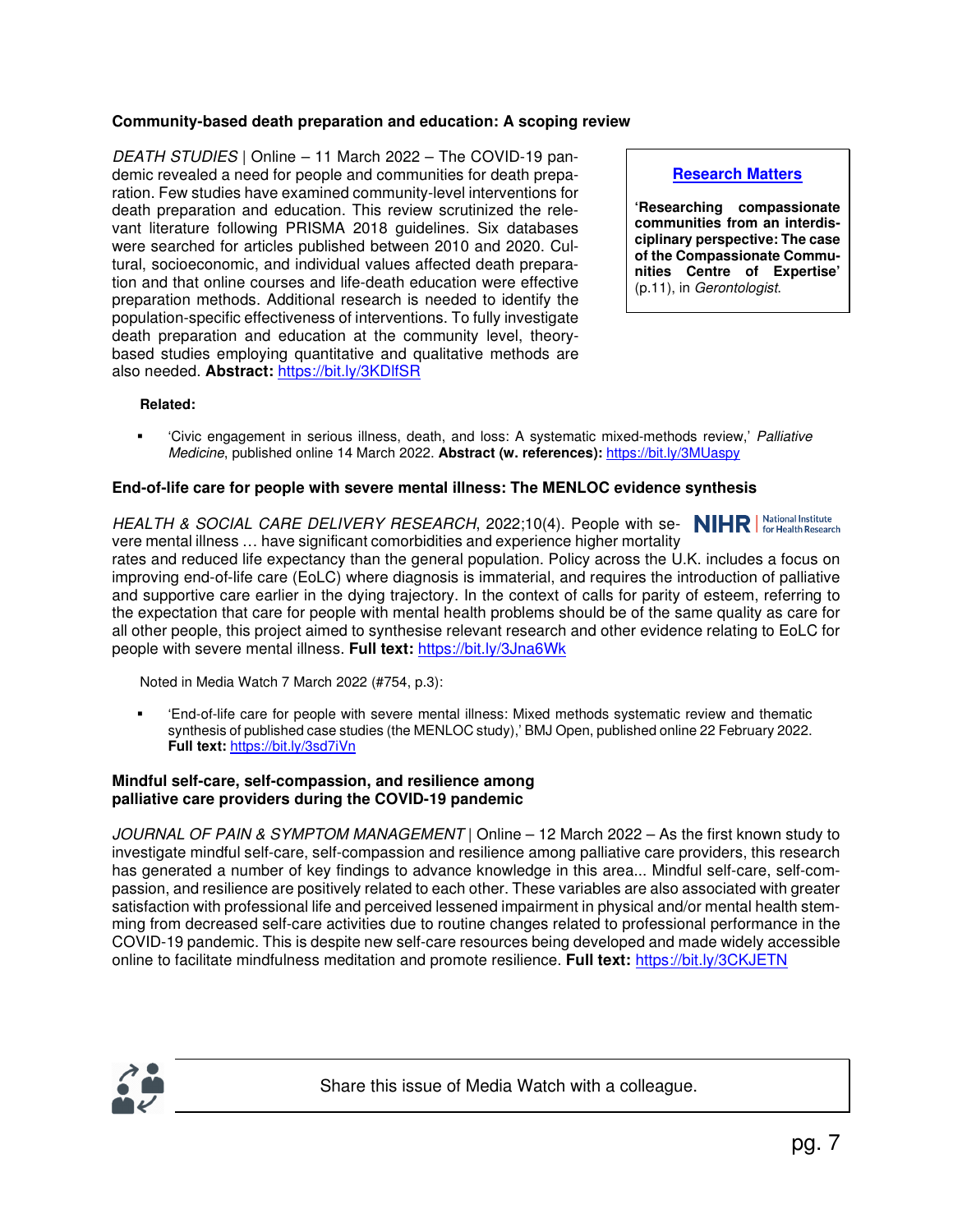**Community-based death preparation and education: A scoping review**

*DEATH STUDIES* | Online – 11 March 2022 – The COVID-19 pandemic revealed a need for people and communities for death preparation. Few studies have examined community-level interventions for death preparation and education. This review scrutinized the relevant literature following PRISMA 2018 guidelines. Six databases were searched for articles published between 2010 and 2020. Cultural, socioeconomic, and individual values affected death preparation and that online courses and life-death education were effective preparation methods. Additional research is needed to identify the population-specific effectiveness of interventions. To fully investigate death preparation and education at the community level, theory-based studies employing quantitative and qualitative methods are also needed. **Abstract:** https://bit.ly/3KDlfSR

> **Research Matters**
>
> **'Researching compassionate communities from an interdisciplinary perspective: The case of the Compassionate Communities Centre of Expertise'** (p.11), in *Gerontologist*.

**Related:**

- 'Civic engagement in serious illness, death, and loss: A systematic mixed-methods review,' *Palliative Medicine*, published online 14 March 2022. **Abstract (w. references):** https://bit.ly/3MUaspy

**End-of-life care for people with severe mental illness: The MENLOC evidence synthesis**

*HEALTH & SOCIAL CARE DELIVERY RESEARCH*, 2022;10(4). People with severe mental illness … have significant comorbidities and experience higher mortality rates and reduced life expectancy than the general population. Policy across the U.K. includes a focus on improving end-of-life care (EoLC) where diagnosis is immaterial, and requires the introduction of palliative and supportive care earlier in the dying trajectory. In the context of calls for parity of esteem, referring to the expectation that care for people with mental health problems should be of the same quality as care for all other people, this project aimed to synthesise relevant research and other evidence relating to EoLC for people with severe mental illness. **Full text:** https://bit.ly/3Jna6Wk

Noted in Media Watch 7 March 2022 (#754, p.3):

- 'End-of-life care for people with severe mental illness: Mixed methods systematic review and thematic synthesis of published case studies (the MENLOC study),' BMJ Open, published online 22 February 2022. **Full text:** https://bit.ly/3sd7iVn

**Mindful self-care, self-compassion, and resilience among palliative care providers during the COVID-19 pandemic**

*JOURNAL OF PAIN & SYMPTOM MANAGEMENT* | Online – 12 March 2022 – As the first known study to investigate mindful self-care, self-compassion and resilience among palliative care providers, this research has generated a number of key findings to advance knowledge in this area... Mindful self-care, self-compassion, and resilience are positively related to each other. These variables are also associated with greater satisfaction with professional life and perceived lessened impairment in physical and/or mental health stemming from decreased self-care activities due to routine changes related to professional performance in the COVID-19 pandemic. This is despite new self-care resources being developed and made widely accessible online to facilitate mindfulness meditation and promote resilience. **Full text:** https://bit.ly/3CKJETN

Share this issue of Media Watch with a colleague.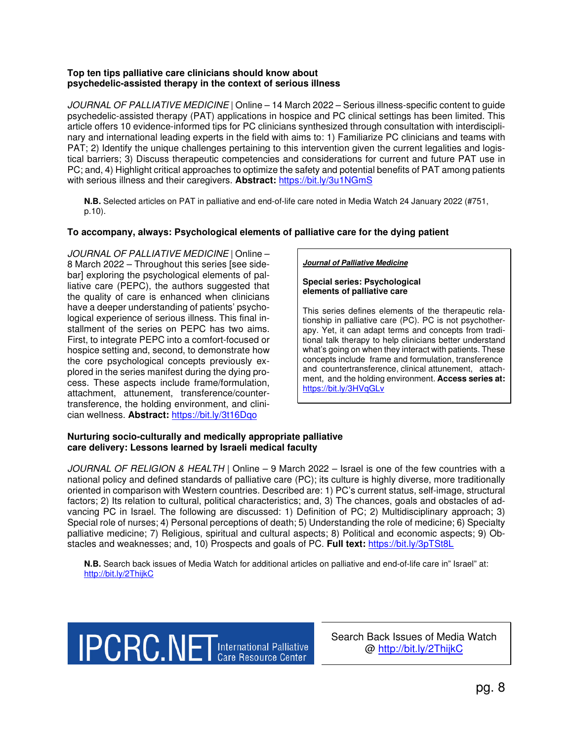**Top ten tips palliative care clinicians should know about psychedelic-assisted therapy in the context of serious illness**

*JOURNAL OF PALLIATIVE MEDICINE* | Online – 14 March 2022 – Serious illness-specific content to guide psychedelic-assisted therapy (PAT) applications in hospice and PC clinical settings has been limited. This article offers 10 evidence-informed tips for PC clinicians synthesized through consultation with interdisciplinary and international leading experts in the field with aims to: 1) Familiarize PC clinicians and teams with PAT; 2) Identify the unique challenges pertaining to this intervention given the current legalities and logistical barriers; 3) Discuss therapeutic competencies and considerations for current and future PAT use in PC; and, 4) Highlight critical approaches to optimize the safety and potential benefits of PAT among patients with serious illness and their caregivers. **Abstract:** https://bit.ly/3u1NGmS

**N.B.** Selected articles on PAT in palliative and end-of-life care noted in Media Watch 24 January 2022 (#751, p.10).

**To accompany, always: Psychological elements of palliative care for the dying patient**

*JOURNAL OF PALLIATIVE MEDICINE* | Online – 8 March 2022 – Throughout this series [see sidebar] exploring the psychological elements of palliative care (PEPC), the authors suggested that the quality of care is enhanced when clinicians have a deeper understanding of patients' psychological experience of serious illness. This final installment of the series on PEPC has two aims. First, to integrate PEPC into a comfort-focused or hospice setting and, second, to demonstrate how the core psychological concepts previously explored in the series manifest during the dying process. These aspects include frame/formulation, attachment, attunement, transference/countertransference, the holding environment, and clinician wellness. **Abstract:** https://bit.ly/3t16Dqo

***Journal of Palliative Medicine***

**Special series: Psychological elements of palliative care**

This series defines elements of the therapeutic relationship in palliative care (PC). PC is not psychotherapy. Yet, it can adapt terms and concepts from traditional talk therapy to help clinicians better understand what's going on when they interact with patients. These concepts include frame and formulation, transference and countertransference, clinical attunement, attachment, and the holding environment. **Access series at:** https://bit.ly/3HVqGLv

**Nurturing socio-culturally and medically appropriate palliative care delivery: Lessons learned by Israeli medical faculty**

*JOURNAL OF RELIGION & HEALTH* | Online – 9 March 2022 – Israel is one of the few countries with a national policy and defined standards of palliative care (PC); its culture is highly diverse, more traditionally oriented in comparison with Western countries. Described are: 1) PC's current status, self-image, structural factors; 2) Its relation to cultural, political characteristics; and, 3) The chances, goals and obstacles of advancing PC in Israel. The following are discussed: 1) Definition of PC; 2) Multidisciplinary approach; 3) Special role of nurses; 4) Personal perceptions of death; 5) Understanding the role of medicine; 6) Specialty palliative medicine; 7) Religious, spiritual and cultural aspects; 8) Political and economic aspects; 9) Obstacles and weaknesses; and, 10) Prospects and goals of PC. **Full text:** https://bit.ly/3pTSt8L

**N.B.** Search back issues of Media Watch for additional articles on palliative and end-of-life care in" Israel" at: http://bit.ly/2ThijkC

IPCRC.NET International Palliative Care Resource Center

Search Back Issues of Media Watch @ http://bit.ly/2ThijkC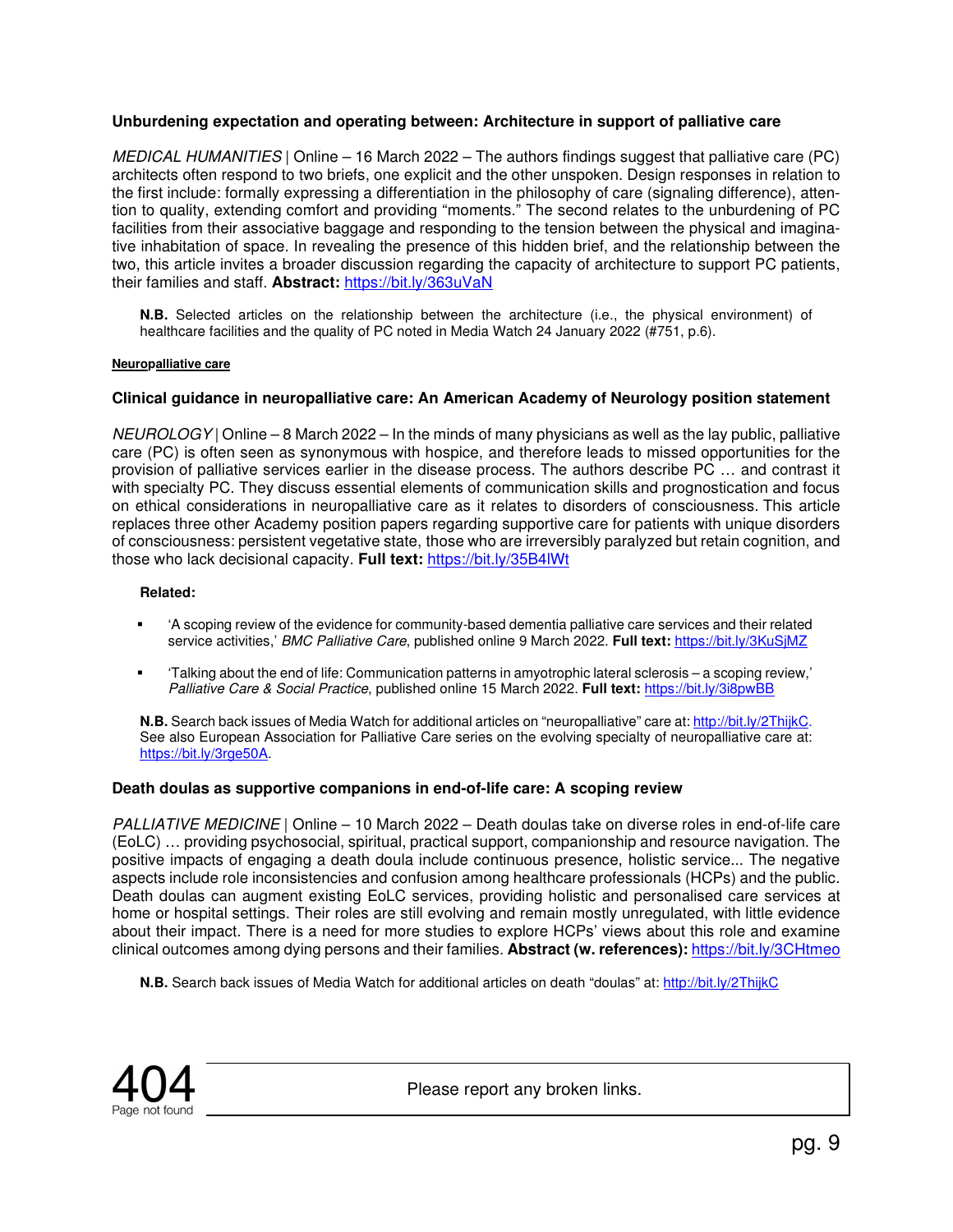### Unburdening expectation and operating between: Architecture in support of palliative care

*MEDICAL HUMANITIES* | Online – 16 March 2022 – The authors findings suggest that palliative care (PC) architects often respond to two briefs, one explicit and the other unspoken. Design responses in relation to the first include: formally expressing a differentiation in the philosophy of care (signaling difference), attention to quality, extending comfort and providing "moments." The second relates to the unburdening of PC facilities from their associative baggage and responding to the tension between the physical and imaginative inhabitation of space. In revealing the presence of this hidden brief, and the relationship between the two, this article invites a broader discussion regarding the capacity of architecture to support PC patients, their families and staff. **Abstract:** https://bit.ly/363uVaN

> **N.B.** Selected articles on the relationship between the architecture (i.e., the physical environment) of healthcare facilities and the quality of PC noted in Media Watch 24 January 2022 (#751, p.6).

**Neuropalliative care**

### Clinical guidance in neuropalliative care: An American Academy of Neurology position statement

*NEUROLOGY* | Online – 8 March 2022 – In the minds of many physicians as well as the lay public, palliative care (PC) is often seen as synonymous with hospice, and therefore leads to missed opportunities for the provision of palliative services earlier in the disease process. The authors describe PC … and contrast it with specialty PC. They discuss essential elements of communication skills and prognostication and focus on ethical considerations in neuropalliative care as it relates to disorders of consciousness. This article replaces three other Academy position papers regarding supportive care for patients with unique disorders of consciousness: persistent vegetative state, those who are irreversibly paralyzed but retain cognition, and those who lack decisional capacity. **Full text:** https://bit.ly/35B4lWt

**Related:**

- 'A scoping review of the evidence for community-based dementia palliative care services and their related service activities,' *BMC Palliative Care*, published online 9 March 2022. **Full text:** https://bit.ly/3KuSjMZ
- 'Talking about the end of life: Communication patterns in amyotrophic lateral sclerosis – a scoping review,' *Palliative Care & Social Practice*, published online 15 March 2022. **Full text:** https://bit.ly/3i8pwBB

> **N.B.** Search back issues of Media Watch for additional articles on "neuropalliative" care at: http://bit.ly/2ThijkC. See also European Association for Palliative Care series on the evolving specialty of neuropalliative care at: https://bit.ly/3rge50A.

### Death doulas as supportive companions in end-of-life care: A scoping review

*PALLIATIVE MEDICINE* | Online – 10 March 2022 – Death doulas take on diverse roles in end-of-life care (EoLC) … providing psychosocial, spiritual, practical support, companionship and resource navigation. The positive impacts of engaging a death doula include continuous presence, holistic service... The negative aspects include role inconsistencies and confusion among healthcare professionals (HCPs) and the public. Death doulas can augment existing EoLC services, providing holistic and personalised care services at home or hospital settings. Their roles are still evolving and remain mostly unregulated, with little evidence about their impact. There is a need for more studies to explore HCPs' views about this role and examine clinical outcomes among dying persons and their families. **Abstract (w. references):** https://bit.ly/3CHtmeo

> **N.B.** Search back issues of Media Watch for additional articles on death "doulas" at: http://bit.ly/2ThijkC

404
Page not found

Please report any broken links.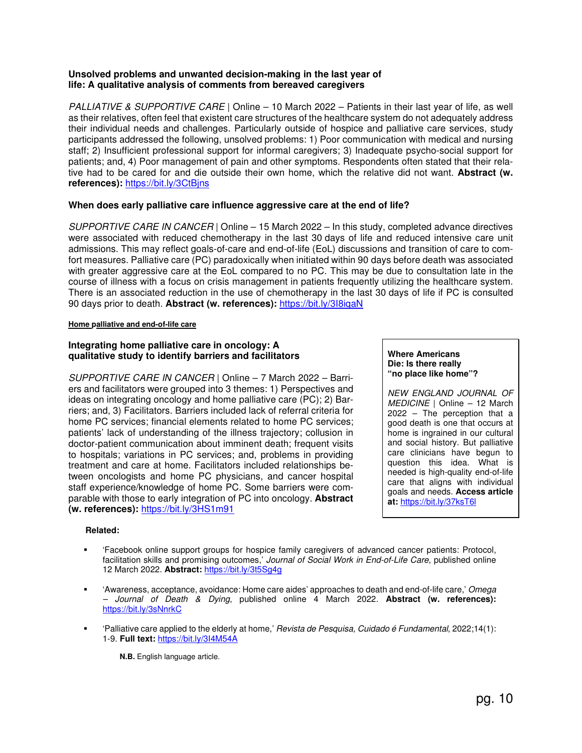**Unsolved problems and unwanted decision-making in the last year of life: A qualitative analysis of comments from bereaved caregivers**

*PALLIATIVE & SUPPORTIVE CARE* | Online – 10 March 2022 – Patients in their last year of life, as well as their relatives, often feel that existent care structures of the healthcare system do not adequately address their individual needs and challenges. Particularly outside of hospice and palliative care services, study participants addressed the following, unsolved problems: 1) Poor communication with medical and nursing staff; 2) Insufficient professional support for informal caregivers; 3) Inadequate psycho-social support for patients; and, 4) Poor management of pain and other symptoms. Respondents often stated that their relative had to be cared for and die outside their own home, which the relative did not want. **Abstract (w. references):** https://bit.ly/3CtBjns

**When does early palliative care influence aggressive care at the end of life?**

*SUPPORTIVE CARE IN CANCER* | Online – 15 March 2022 – In this study, completed advance directives were associated with reduced chemotherapy in the last 30 days of life and reduced intensive care unit admissions. This may reflect goals-of-care and end-of-life (EoL) discussions and transition of care to comfort measures. Palliative care (PC) paradoxically when initiated within 90 days before death was associated with greater aggressive care at the EoL compared to no PC. This may be due to consultation late in the course of illness with a focus on crisis management in patients frequently utilizing the healthcare system. There is an associated reduction in the use of chemotherapy in the last 30 days of life if PC is consulted 90 days prior to death. **Abstract (w. references):** https://bit.ly/3I8iqaN

**Home palliative and end-of-life care**

**Integrating home palliative care in oncology: A qualitative study to identify barriers and facilitators**

*SUPPORTIVE CARE IN CANCER* | Online – 7 March 2022 – Barriers and facilitators were grouped into 3 themes: 1) Perspectives and ideas on integrating oncology and home palliative care (PC); 2) Barriers; and, 3) Facilitators. Barriers included lack of referral criteria for home PC services; financial elements related to home PC services; patients' lack of understanding of the illness trajectory; collusion in doctor-patient communication about imminent death; frequent visits to hospitals; variations in PC services; and, problems in providing treatment and care at home. Facilitators included relationships between oncologists and home PC physicians, and cancer hospital staff experience/knowledge of home PC. Some barriers were comparable with those to early integration of PC into oncology. **Abstract (w. references):** https://bit.ly/3HS1m91

**Where Americans Die: Is there really "no place like home"?**

*NEW ENGLAND JOURNAL OF MEDICINE* | Online – 12 March 2022 – The perception that a good death is one that occurs at home is ingrained in our cultural and social history. But palliative care clinicians have begun to question this idea. What is needed is high-quality end-of-life care that aligns with individual goals and needs. **Access article at:** https://bit.ly/37ksT6l

**Related:**

- 'Facebook online support groups for hospice family caregivers of advanced cancer patients: Protocol, facilitation skills and promising outcomes,' *Journal of Social Work in End-of-Life Care*, published online 12 March 2022. **Abstract:** https://bit.ly/3t5Sg4g

- 'Awareness, acceptance, avoidance: Home care aides' approaches to death and end-of-life care,' *Omega – Journal of Death & Dying*, published online 4 March 2022. **Abstract (w. references):** https://bit.ly/3sNnrkC

- 'Palliative care applied to the elderly at home,' *Revista de Pesquisa, Cuidado é Fundamental*, 2022;14(1): 1-9. **Full text:** https://bit.ly/3I4M54A

  **N.B.** English language article.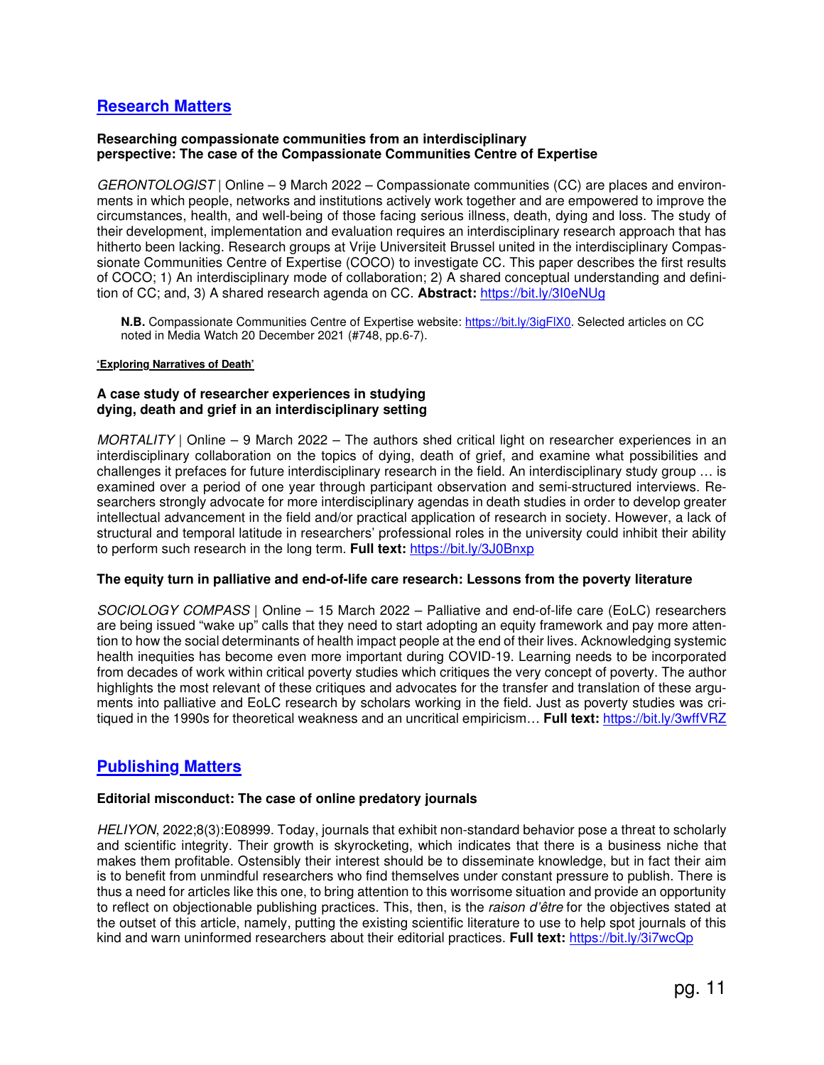## Research Matters

**Researching compassionate communities from an interdisciplinary perspective: The case of the Compassionate Communities Centre of Expertise**

*GERONTOLOGIST* | Online – 9 March 2022 – Compassionate communities (CC) are places and environments in which people, networks and institutions actively work together and are empowered to improve the circumstances, health, and well-being of those facing serious illness, death, dying and loss. The study of their development, implementation and evaluation requires an interdisciplinary research approach that has hitherto been lacking. Research groups at Vrije Universiteit Brussel united in the interdisciplinary Compassionate Communities Centre of Expertise (COCO) to investigate CC. This paper describes the first results of COCO; 1) An interdisciplinary mode of collaboration; 2) A shared conceptual understanding and definition of CC; and, 3) A shared research agenda on CC. **Abstract:** https://bit.ly/3I0eNUg

> **N.B.** Compassionate Communities Centre of Expertise website: https://bit.ly/3igFlX0. Selected articles on CC noted in Media Watch 20 December 2021 (#748, pp.6-7).

**'Exploring Narratives of Death'**

**A case study of researcher experiences in studying dying, death and grief in an interdisciplinary setting**

*MORTALITY* | Online – 9 March 2022 – The authors shed critical light on researcher experiences in an interdisciplinary collaboration on the topics of dying, death of grief, and examine what possibilities and challenges it prefaces for future interdisciplinary research in the field. An interdisciplinary study group … is examined over a period of one year through participant observation and semi-structured interviews. Researchers strongly advocate for more interdisciplinary agendas in death studies in order to develop greater intellectual advancement in the field and/or practical application of research in society. However, a lack of structural and temporal latitude in researchers' professional roles in the university could inhibit their ability to perform such research in the long term. **Full text:** https://bit.ly/3J0Bnxp

**The equity turn in palliative and end-of-life care research: Lessons from the poverty literature**

*SOCIOLOGY COMPASS* | Online – 15 March 2022 – Palliative and end-of-life care (EoLC) researchers are being issued "wake up" calls that they need to start adopting an equity framework and pay more attention to how the social determinants of health impact people at the end of their lives. Acknowledging systemic health inequities has become even more important during COVID-19. Learning needs to be incorporated from decades of work within critical poverty studies which critiques the very concept of poverty. The author highlights the most relevant of these critiques and advocates for the transfer and translation of these arguments into palliative and EoLC research by scholars working in the field. Just as poverty studies was critiqued in the 1990s for theoretical weakness and an uncritical empiricism… **Full text:** https://bit.ly/3wffVRZ

## Publishing Matters

**Editorial misconduct: The case of online predatory journals**

*HELIYON*, 2022;8(3):E08999. Today, journals that exhibit non-standard behavior pose a threat to scholarly and scientific integrity. Their growth is skyrocketing, which indicates that there is a business niche that makes them profitable. Ostensibly their interest should be to disseminate knowledge, but in fact their aim is to benefit from unmindful researchers who find themselves under constant pressure to publish. There is thus a need for articles like this one, to bring attention to this worrisome situation and provide an opportunity to reflect on objectionable publishing practices. This, then, is the *raison d'être* for the objectives stated at the outset of this article, namely, putting the existing scientific literature to use to help spot journals of this kind and warn uninformed researchers about their editorial practices. **Full text:** https://bit.ly/3i7wcQp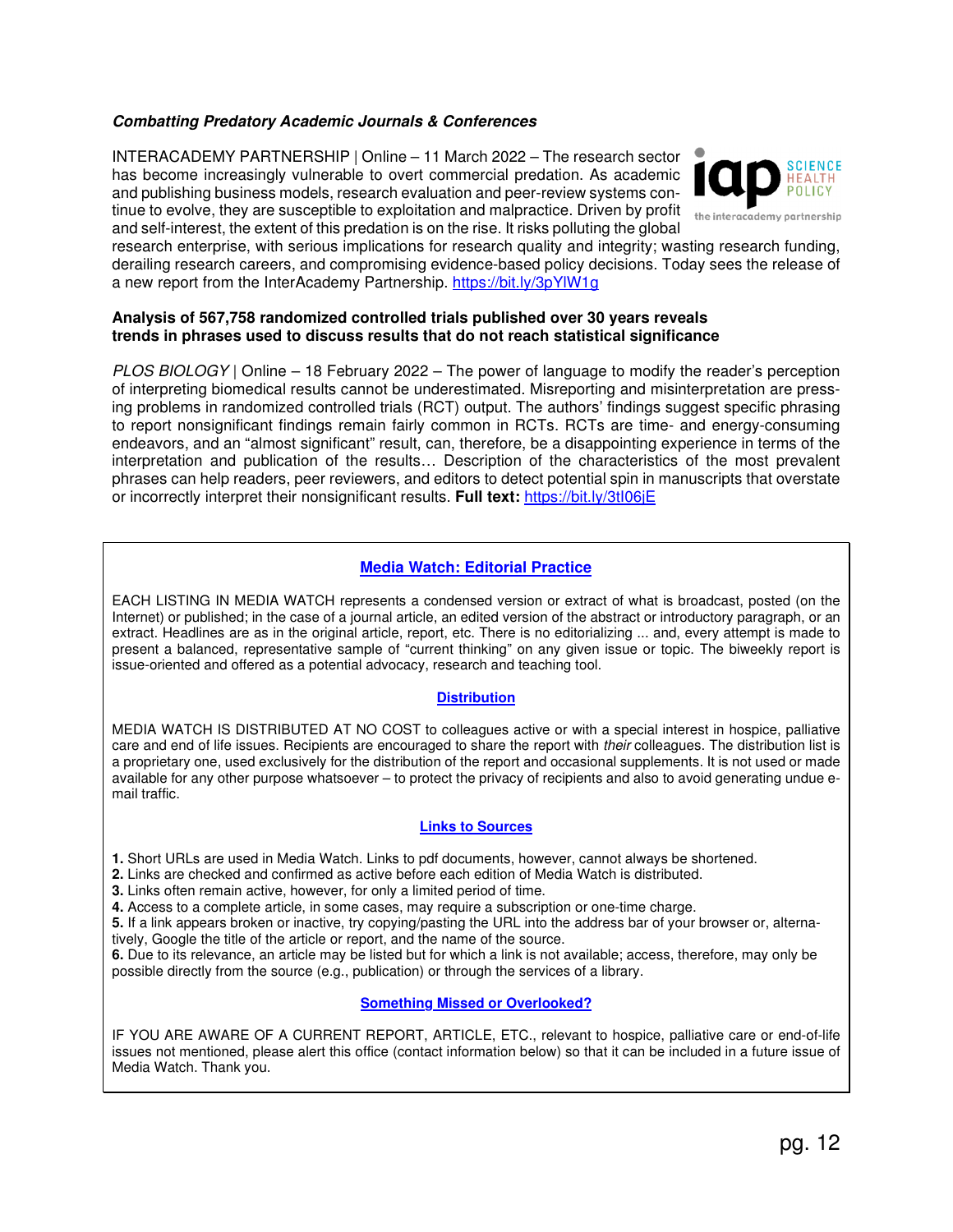***Combatting Predatory Academic Journals & Conferences***

INTERACADEMY PARTNERSHIP | Online – 11 March 2022 – The research sector has become increasingly vulnerable to overt commercial predation. As academic and publishing business models, research evaluation and peer-review systems continue to evolve, they are susceptible to exploitation and malpractice. Driven by profit and self-interest, the extent of this predation is on the rise. It risks polluting the global research enterprise, with serious implications for research quality and integrity; wasting research funding, derailing research careers, and compromising evidence-based policy decisions. Today sees the release of a new report from the InterAcademy Partnership. https://bit.ly/3pYlW1g

**Analysis of 567,758 randomized controlled trials published over 30 years reveals trends in phrases used to discuss results that do not reach statistical significance**

*PLOS BIOLOGY* | Online – 18 February 2022 – The power of language to modify the reader's perception of interpreting biomedical results cannot be underestimated. Misreporting and misinterpretation are pressing problems in randomized controlled trials (RCT) output. The authors' findings suggest specific phrasing to report nonsignificant findings remain fairly common in RCTs. RCTs are time- and energy-consuming endeavors, and an "almost significant" result, can, therefore, be a disappointing experience in terms of the interpretation and publication of the results… Description of the characteristics of the most prevalent phrases can help readers, peer reviewers, and editors to detect potential spin in manuscripts that overstate or incorrectly interpret their nonsignificant results. **Full text:** https://bit.ly/3tI06jE

---

**Media Watch: Editorial Practice**

EACH LISTING IN MEDIA WATCH represents a condensed version or extract of what is broadcast, posted (on the Internet) or published; in the case of a journal article, an edited version of the abstract or introductory paragraph, or an extract. Headlines are as in the original article, report, etc. There is no editorializing ... and, every attempt is made to present a balanced, representative sample of "current thinking" on any given issue or topic. The biweekly report is issue-oriented and offered as a potential advocacy, research and teaching tool.

**Distribution**

MEDIA WATCH IS DISTRIBUTED AT NO COST to colleagues active or with a special interest in hospice, palliative care and end of life issues. Recipients are encouraged to share the report with *their* colleagues. The distribution list is a proprietary one, used exclusively for the distribution of the report and occasional supplements. It is not used or made available for any other purpose whatsoever – to protect the privacy of recipients and also to avoid generating undue e-mail traffic.

**Links to Sources**

**1.** Short URLs are used in Media Watch. Links to pdf documents, however, cannot always be shortened.
**2.** Links are checked and confirmed as active before each edition of Media Watch is distributed.
**3.** Links often remain active, however, for only a limited period of time.
**4.** Access to a complete article, in some cases, may require a subscription or one-time charge.
**5.** If a link appears broken or inactive, try copying/pasting the URL into the address bar of your browser or, alternatively, Google the title of the article or report, and the name of the source.
**6.** Due to its relevance, an article may be listed but for which a link is not available; access, therefore, may only be possible directly from the source (e.g., publication) or through the services of a library.

**Something Missed or Overlooked?**

IF YOU ARE AWARE OF A CURRENT REPORT, ARTICLE, ETC., relevant to hospice, palliative care or end-of-life issues not mentioned, please alert this office (contact information below) so that it can be included in a future issue of Media Watch. Thank you.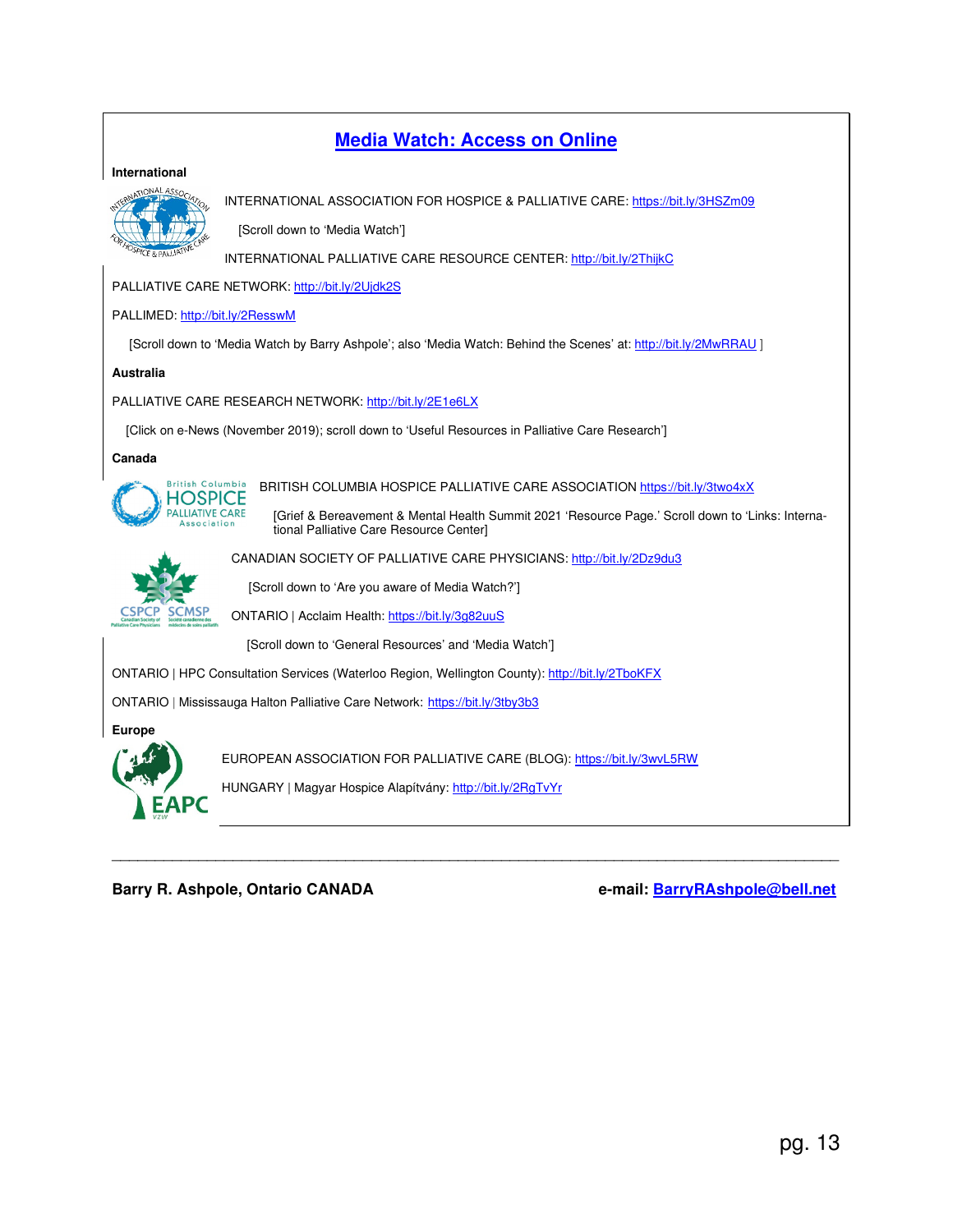## [Media Watch: Access on Online]()

**International**

INTERNATIONAL ASSOCIATION FOR HOSPICE & PALLIATIVE CARE: [https://bit.ly/3HSZm09](https://bit.ly/3HSZm09)

[Scroll down to 'Media Watch']

INTERNATIONAL PALLIATIVE CARE RESOURCE CENTER: [http://bit.ly/2ThijkC](http://bit.ly/2ThijkC)

PALLIATIVE CARE NETWORK: [http://bit.ly/2Ujdk2S](http://bit.ly/2Ujdk2S)

PALLIMED: [http://bit.ly/2ResswM](http://bit.ly/2ResswM)

[Scroll down to 'Media Watch by Barry Ashpole'; also 'Media Watch: Behind the Scenes' at: [http://bit.ly/2MwRRAU](http://bit.ly/2MwRRAU) ]

**Australia**

PALLIATIVE CARE RESEARCH NETWORK: [http://bit.ly/2E1e6LX](http://bit.ly/2E1e6LX)

[Click on e-News (November 2019); scroll down to 'Useful Resources in Palliative Care Research']

**Canada**

BRITISH COLUMBIA HOSPICE PALLIATIVE CARE ASSOCIATION [https://bit.ly/3two4xX](https://bit.ly/3two4xX)

[Grief & Bereavement & Mental Health Summit 2021 'Resource Page.' Scroll down to 'Links: International Palliative Care Resource Center]

CANADIAN SOCIETY OF PALLIATIVE CARE PHYSICIANS: [http://bit.ly/2Dz9du3](http://bit.ly/2Dz9du3)

[Scroll down to 'Are you aware of Media Watch?']

ONTARIO | Acclaim Health: [https://bit.ly/3g82uuS](https://bit.ly/3g82uuS)

[Scroll down to 'General Resources' and 'Media Watch']

ONTARIO | HPC Consultation Services (Waterloo Region, Wellington County): [http://bit.ly/2TboKFX](http://bit.ly/2TboKFX)

ONTARIO | Mississauga Halton Palliative Care Network: [https://bit.ly/3tby3b3](https://bit.ly/3tby3b3)

**Europe**

EUROPEAN ASSOCIATION FOR PALLIATIVE CARE (BLOG): [https://bit.ly/3wvL5RW](https://bit.ly/3wvL5RW)

HUNGARY | Magyar Hospice Alapítvány: [http://bit.ly/2RgTvYr](http://bit.ly/2RgTvYr)

---

**Barry R. Ashpole, Ontario CANADA** **e-mail: [BarryRAshpole@bell.net](mailto:BarryRAshpole@bell.net)**